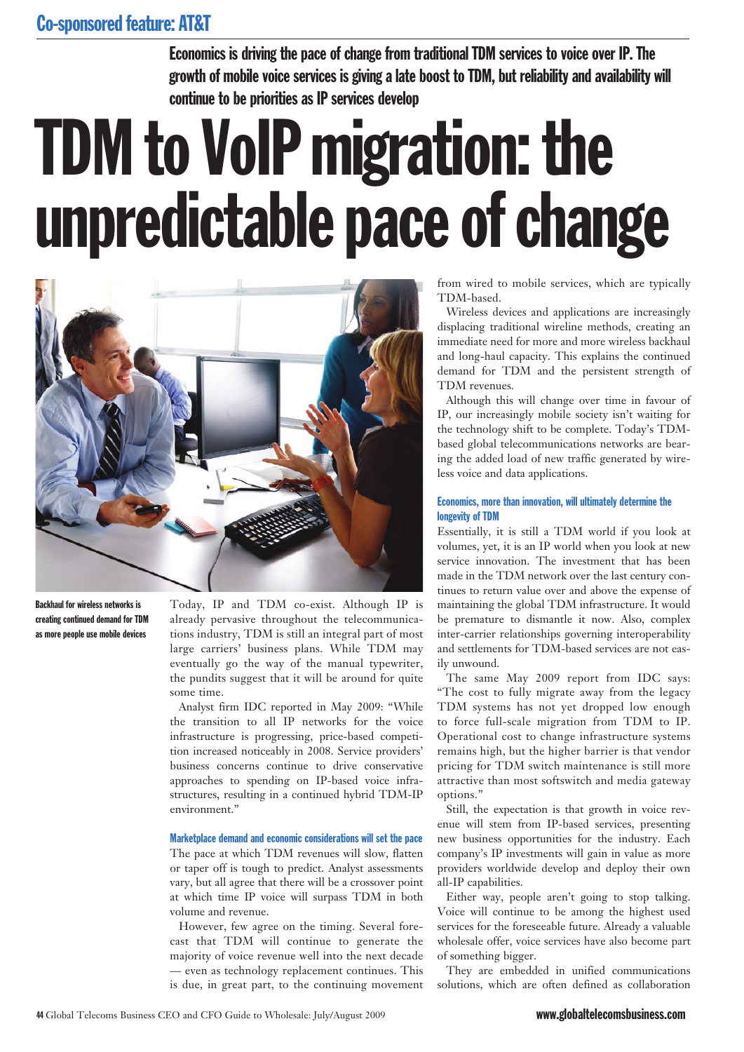**Co-sponsored feature: AT&T**

**Economics is driving the pace of change from traditional TDM services to voice over IP. The growth of mobile voice services is giving a late boost to TDM, but reliability and availability will continue to be priorities as IP services develop**

# TDM to VoIP migration: the unpredictable pace of change

**Backhaul for wireless networks is creating continued demand for TDM as more people use mobile devices**

Today, IP and TDM co-exist. Although IP is already pervasive throughout the telecommunications industry, TDM is still an integral part of most large carriers' business plans. While TDM may eventually go the way of the manual typewriter, the pundits suggest that it will be around for quite some time.

Analyst firm IDC reported in May 2009: "While the transition to all IP networks for the voice infrastructure is progressing, price-based competition increased noticeably in 2008. Service providers' business concerns continue to drive conservative approaches to spending on IP-based voice infrastructures, resulting in a continued hybrid TDM-IP environment."

### Marketplace demand and economic considerations will set the pace

The pace at which TDM revenues will slow, flatten or taper off is tough to predict. Analyst assessments vary, but all agree that there will be a crossover point at which time IP voice will surpass TDM in both volume and revenue.

However, few agree on the timing. Several forecast that TDM will continue to generate the majority of voice revenue well into the next decade — even as technology replacement continues. This is due, in great part, to the continuing movement from wired to mobile services, which are typically TDM-based.

Wireless devices and applications are increasingly displacing traditional wireline methods, creating an immediate need for more and more wireless backhaul and long-haul capacity. This explains the continued demand for TDM and the persistent strength of TDM revenues.

Although this will change over time in favour of IP, our increasingly mobile society isn't waiting for the technology shift to be complete. Today's TDM-based global telecommunications networks are bearing the added load of new traffic generated by wireless voice and data applications.

### Economics, more than innovation, will ultimately determine the longevity of TDM

Essentially, it is still a TDM world if you look at volumes, yet, it is an IP world when you look at new service innovation. The investment that has been made in the TDM network over the last century continues to return value over and above the expense of maintaining the global TDM infrastructure. It would be premature to dismantle it now. Also, complex inter-carrier relationships governing interoperability and settlements for TDM-based services are not easily unwound.

The same May 2009 report from IDC says: "The cost to fully migrate away from the legacy TDM systems has not yet dropped low enough to force full-scale migration from TDM to IP. Operational cost to change infrastructure systems remains high, but the higher barrier is that vendor pricing for TDM switch maintenance is still more attractive than most softswitch and media gateway options."

Still, the expectation is that growth in voice revenue will stem from IP-based services, presenting new business opportunities for the industry. Each company's IP investments will gain in value as more providers worldwide develop and deploy their own all-IP capabilities.

Either way, people aren't going to stop talking. Voice will continue to be among the highest used services for the foreseeable future. Already a valuable wholesale offer, voice services have also become part of something bigger.

They are embedded in unified communications solutions, which are often defined as collaboration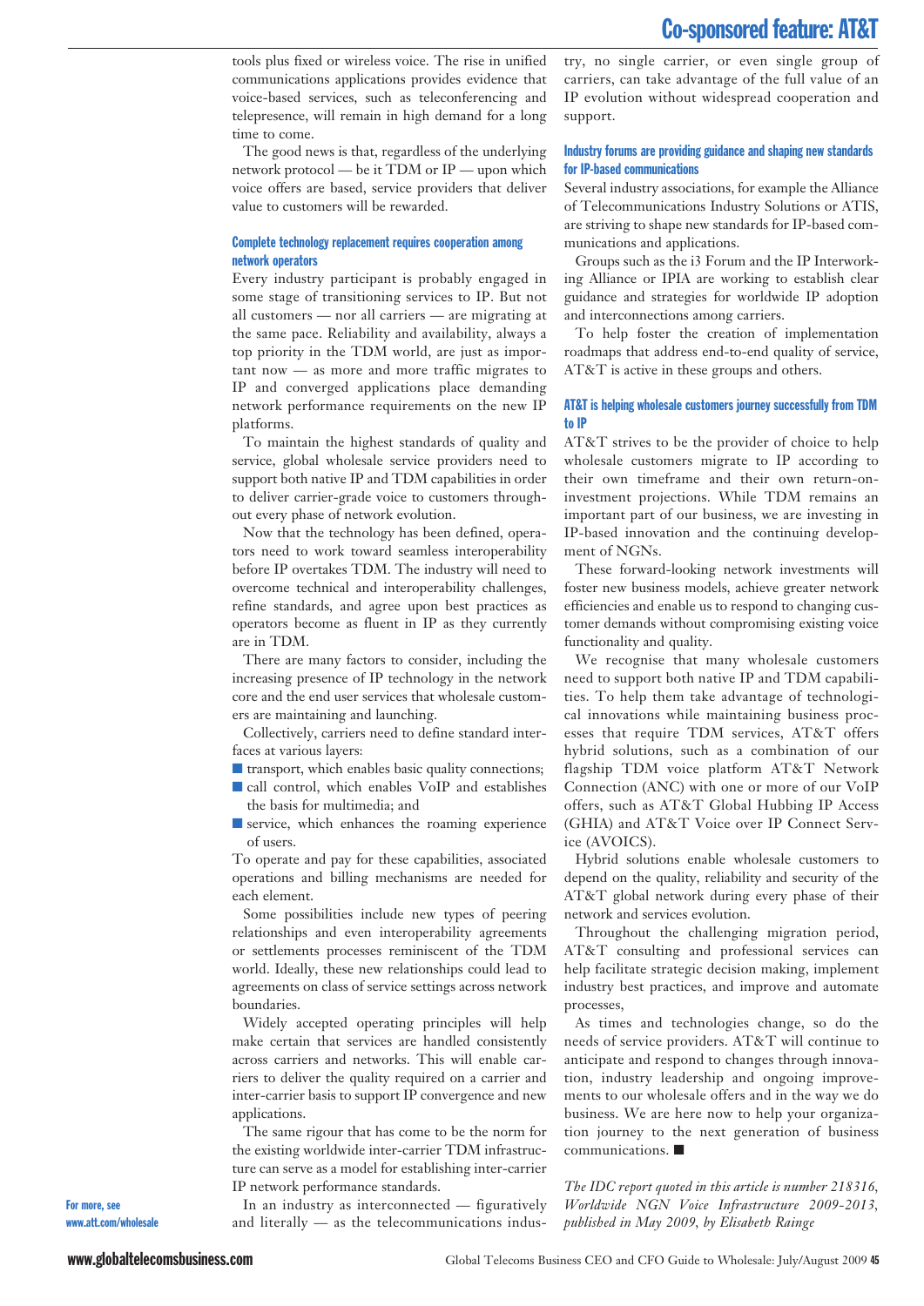tools plus fixed or wireless voice. The rise in unified communications applications provides evidence that voice-based services, such as teleconferencing and telepresence, will remain in high demand for a long time to come.

The good news is that, regardless of the underlying network protocol — be it TDM or IP — upon which voice offers are based, service providers that deliver value to customers will be rewarded.

### Complete technology replacement requires cooperation among network operators

Every industry participant is probably engaged in some stage of transitioning services to IP. But not all customers — nor all carriers — are migrating at the same pace. Reliability and availability, always a top priority in the TDM world, are just as important now — as more and more traffic migrates to IP and converged applications place demanding network performance requirements on the new IP platforms.

To maintain the highest standards of quality and service, global wholesale service providers need to support both native IP and TDM capabilities in order to deliver carrier-grade voice to customers throughout every phase of network evolution.

Now that the technology has been defined, operators need to work toward seamless interoperability before IP overtakes TDM. The industry will need to overcome technical and interoperability challenges, refine standards, and agree upon best practices as operators become as fluent in IP as they currently are in TDM.

There are many factors to consider, including the increasing presence of IP technology in the network core and the end user services that wholesale customers are maintaining and launching.

Collectively, carriers need to define standard interfaces at various layers:

- transport, which enables basic quality connections;
- call control, which enables VoIP and establishes the basis for multimedia; and
- service, which enhances the roaming experience of users.

To operate and pay for these capabilities, associated operations and billing mechanisms are needed for each element.

Some possibilities include new types of peering relationships and even interoperability agreements or settlements processes reminiscent of the TDM world. Ideally, these new relationships could lead to agreements on class of service settings across network boundaries.

Widely accepted operating principles will help make certain that services are handled consistently across carriers and networks. This will enable carriers to deliver the quality required on a carrier and inter-carrier basis to support IP convergence and new applications.

The same rigour that has come to be the norm for the existing worldwide inter-carrier TDM infrastructure can serve as a model for establishing inter-carrier IP network performance standards.

In an industry as interconnected — figuratively and literally — as the telecommunications industry, no single carrier, or even single group of carriers, can take advantage of the full value of an IP evolution without widespread cooperation and support.

### Industry forums are providing guidance and shaping new standards for IP-based communications

Several industry associations, for example the Alliance of Telecommunications Industry Solutions or ATIS, are striving to shape new standards for IP-based communications and applications.

Groups such as the i3 Forum and the IP Interworking Alliance or IPIA are working to establish clear guidance and strategies for worldwide IP adoption and interconnections among carriers.

To help foster the creation of implementation roadmaps that address end-to-end quality of service, AT&T is active in these groups and others.

### AT&T is helping wholesale customers journey successfully from TDM to IP

AT&T strives to be the provider of choice to help wholesale customers migrate to IP according to their own timeframe and their own return-on-investment projections. While TDM remains an important part of our business, we are investing in IP-based innovation and the continuing development of NGNs.

These forward-looking network investments will foster new business models, achieve greater network efficiencies and enable us to respond to changing customer demands without compromising existing voice functionality and quality.

We recognise that many wholesale customers need to support both native IP and TDM capabilities. To help them take advantage of technological innovations while maintaining business processes that require TDM services, AT&T offers hybrid solutions, such as a combination of our flagship TDM voice platform AT&T Network Connection (ANC) with one or more of our VoIP offers, such as AT&T Global Hubbing IP Access (GHIA) and AT&T Voice over IP Connect Service (AVOICS).

Hybrid solutions enable wholesale customers to depend on the quality, reliability and security of the AT&T global network during every phase of their network and services evolution.

Throughout the challenging migration period, AT&T consulting and professional services can help facilitate strategic decision making, implement industry best practices, and improve and automate processes,

As times and technologies change, so do the needs of service providers. AT&T will continue to anticipate and respond to changes through innovation, industry leadership and ongoing improvements to our wholesale offers and in the way we do business. We are here now to help your organization journey to the next generation of business communications. ■

*The IDC report quoted in this article is number 218316, Worldwide NGN Voice Infrastructure 2009-2013, published in May 2009, by Elisabeth Rainge*

**For more, see www.att.com/wholesale**